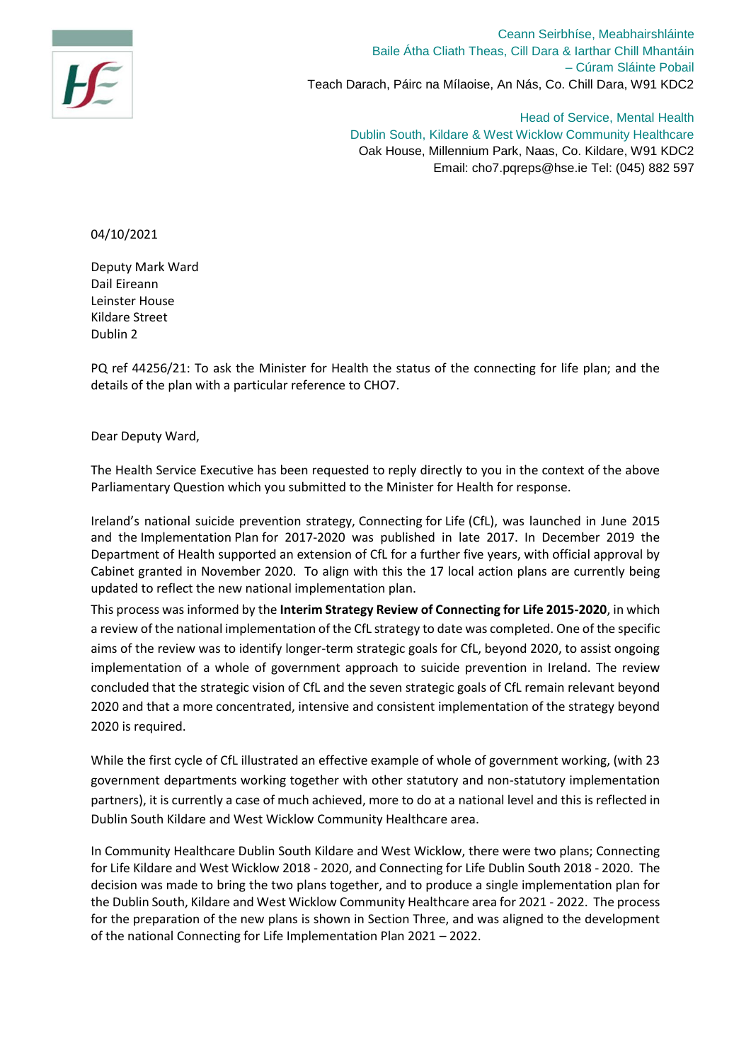Ceann Seirbhíse, Meabhairshláinte
Baile Átha Cliath Theas, Cill Dara & Iarthar Chill Mhantáin
– Cúram Sláinte Pobail
Teach Darach, Páirc na Mílaoise, An Nás, Co. Chill Dara, W91 KDC2

Head of Service, Mental Health
Dublin South, Kildare & West Wicklow Community Healthcare
Oak House, Millennium Park, Naas, Co. Kildare, W91 KDC2
Email: cho7.pqreps@hse.ie Tel: (045) 882 597

04/10/2021

Deputy Mark Ward
Dail Eireann
Leinster House
Kildare Street
Dublin 2

PQ ref 44256/21: To ask the Minister for Health the status of the connecting for life plan; and the details of the plan with a particular reference to CHO7.

Dear Deputy Ward,

The Health Service Executive has been requested to reply directly to you in the context of the above Parliamentary Question which you submitted to the Minister for Health for response.

Ireland's national suicide prevention strategy, Connecting for Life (CfL), was launched in June 2015 and the Implementation Plan for 2017-2020 was published in late 2017. In December 2019 the Department of Health supported an extension of CfL for a further five years, with official approval by Cabinet granted in November 2020. To align with this the 17 local action plans are currently being updated to reflect the new national implementation plan.

This process was informed by the **Interim Strategy Review of Connecting for Life 2015-2020**, in which a review of the national implementation of the CfL strategy to date was completed. One of the specific aims of the review was to identify longer-term strategic goals for CfL, beyond 2020, to assist ongoing implementation of a whole of government approach to suicide prevention in Ireland. The review concluded that the strategic vision of CfL and the seven strategic goals of CfL remain relevant beyond 2020 and that a more concentrated, intensive and consistent implementation of the strategy beyond 2020 is required.

While the first cycle of CfL illustrated an effective example of whole of government working, (with 23 government departments working together with other statutory and non-statutory implementation partners), it is currently a case of much achieved, more to do at a national level and this is reflected in Dublin South Kildare and West Wicklow Community Healthcare area.

In Community Healthcare Dublin South Kildare and West Wicklow, there were two plans; Connecting for Life Kildare and West Wicklow 2018 - 2020, and Connecting for Life Dublin South 2018 - 2020. The decision was made to bring the two plans together, and to produce a single implementation plan for the Dublin South, Kildare and West Wicklow Community Healthcare area for 2021 - 2022. The process for the preparation of the new plans is shown in Section Three, and was aligned to the development of the national Connecting for Life Implementation Plan 2021 – 2022.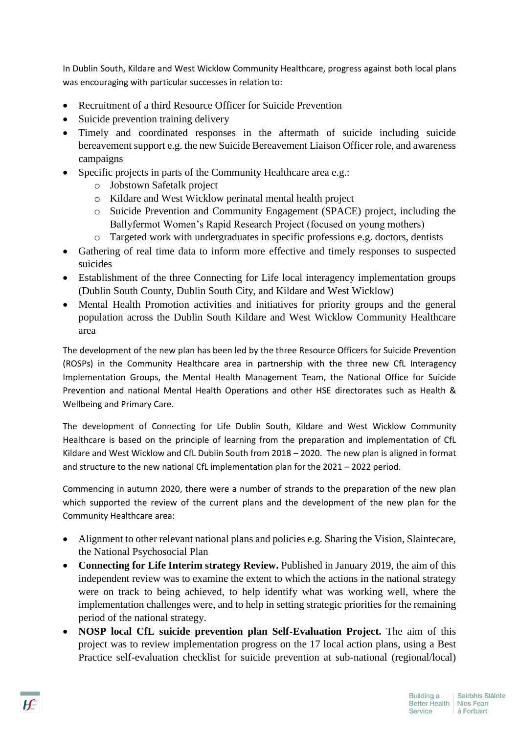In Dublin South, Kildare and West Wicklow Community Healthcare, progress against both local plans was encouraging with particular successes in relation to:

- Recruitment of a third Resource Officer for Suicide Prevention
- Suicide prevention training delivery
- Timely and coordinated responses in the aftermath of suicide including suicide bereavement support e.g. the new Suicide Bereavement Liaison Officer role, and awareness campaigns
- Specific projects in parts of the Community Healthcare area e.g.:
  - Jobstown Safetalk project
  - Kildare and West Wicklow perinatal mental health project
  - Suicide Prevention and Community Engagement (SPACE) project, including the Ballyfermot Women's Rapid Research Project (focused on young mothers)
  - Targeted work with undergraduates in specific professions e.g. doctors, dentists
- Gathering of real time data to inform more effective and timely responses to suspected suicides
- Establishment of the three Connecting for Life local interagency implementation groups (Dublin South County, Dublin South City, and Kildare and West Wicklow)
- Mental Health Promotion activities and initiatives for priority groups and the general population across the Dublin South Kildare and West Wicklow Community Healthcare area

The development of the new plan has been led by the three Resource Officers for Suicide Prevention (ROSPs) in the Community Healthcare area in partnership with the three new CfL Interagency Implementation Groups, the Mental Health Management Team, the National Office for Suicide Prevention and national Mental Health Operations and other HSE directorates such as Health & Wellbeing and Primary Care.

The development of Connecting for Life Dublin South, Kildare and West Wicklow Community Healthcare is based on the principle of learning from the preparation and implementation of CfL Kildare and West Wicklow and CfL Dublin South from 2018 – 2020. The new plan is aligned in format and structure to the new national CfL implementation plan for the 2021 – 2022 period.

Commencing in autumn 2020, there were a number of strands to the preparation of the new plan which supported the review of the current plans and the development of the new plan for the Community Healthcare area:

- Alignment to other relevant national plans and policies e.g. Sharing the Vision, Slaintecare, the National Psychosocial Plan
- **Connecting for Life Interim strategy Review.** Published in January 2019, the aim of this independent review was to examine the extent to which the actions in the national strategy were on track to being achieved, to help identify what was working well, where the implementation challenges were, and to help in setting strategic priorities for the remaining period of the national strategy.
- **NOSP local CfL suicide prevention plan Self-Evaluation Project.** The aim of this project was to review implementation progress on the 17 local action plans, using a Best Practice self-evaluation checklist for suicide prevention at sub-national (regional/local)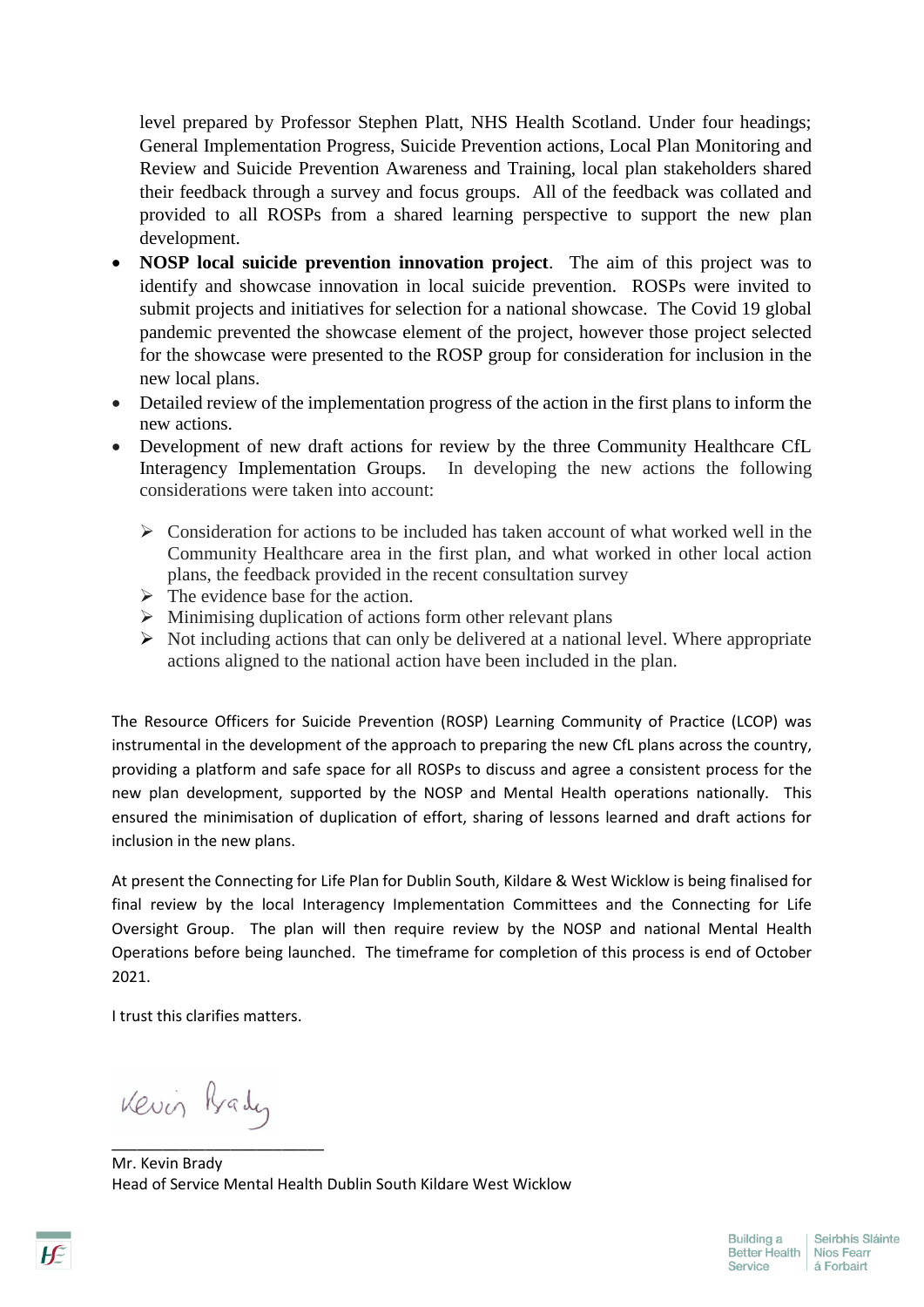level prepared by Professor Stephen Platt, NHS Health Scotland. Under four headings; General Implementation Progress, Suicide Prevention actions, Local Plan Monitoring and Review and Suicide Prevention Awareness and Training, local plan stakeholders shared their feedback through a survey and focus groups. All of the feedback was collated and provided to all ROSPs from a shared learning perspective to support the new plan development.

- **NOSP local suicide prevention innovation project**. The aim of this project was to identify and showcase innovation in local suicide prevention. ROSPs were invited to submit projects and initiatives for selection for a national showcase. The Covid 19 global pandemic prevented the showcase element of the project, however those project selected for the showcase were presented to the ROSP group for consideration for inclusion in the new local plans.
- Detailed review of the implementation progress of the action in the first plans to inform the new actions.
- Development of new draft actions for review by the three Community Healthcare CfL Interagency Implementation Groups. In developing the new actions the following considerations were taken into account:
  - Consideration for actions to be included has taken account of what worked well in the Community Healthcare area in the first plan, and what worked in other local action plans, the feedback provided in the recent consultation survey
  - The evidence base for the action.
  - Minimising duplication of actions form other relevant plans
  - Not including actions that can only be delivered at a national level. Where appropriate actions aligned to the national action have been included in the plan.

The Resource Officers for Suicide Prevention (ROSP) Learning Community of Practice (LCOP) was instrumental in the development of the approach to preparing the new CfL plans across the country, providing a platform and safe space for all ROSPs to discuss and agree a consistent process for the new plan development, supported by the NOSP and Mental Health operations nationally. This ensured the minimisation of duplication of effort, sharing of lessons learned and draft actions for inclusion in the new plans.

At present the Connecting for Life Plan for Dublin South, Kildare & West Wicklow is being finalised for final review by the local Interagency Implementation Committees and the Connecting for Life Oversight Group. The plan will then require review by the NOSP and national Mental Health Operations before being launched. The timeframe for completion of this process is end of October 2021.

I trust this clarifies matters.

Kevin Brady

\_\_\_\_\_\_\_\_\_\_\_\_\_\_\_\_\_\_\_\_\_\_\_\_\_

Mr. Kevin Brady
Head of Service Mental Health Dublin South Kildare West Wicklow